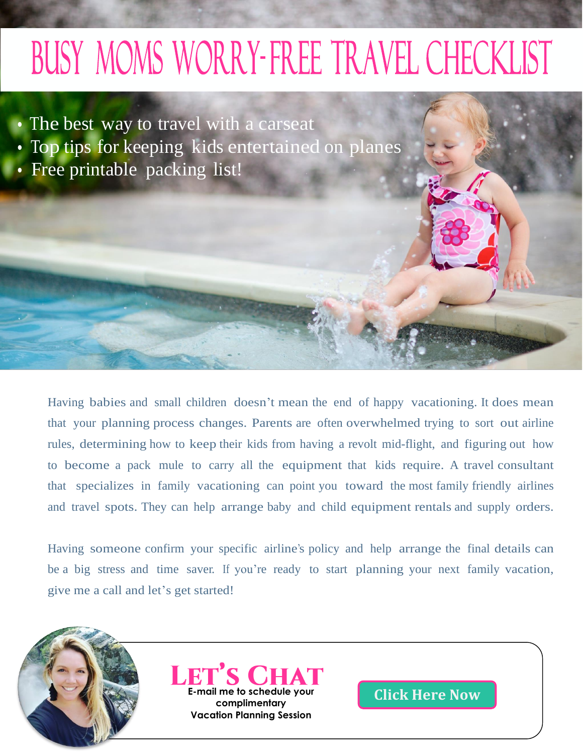# BUSY MOMS WORRY-FREE TRAVEL CHECKLIST

- The best way to travel with a carseat
- Top tips for keeping kids entertained on planes
- Free printable packing list!

Having babies and small children doesn't mean the end of happy vacationing. It does mean that your planning process changes. Parents are often overwhelmed trying to sort out airline rules, determining how to keep their kids from having a revolt mid-flight, and figuring out how to become a pack mule to carry all the equipment that kids require. A travel consultant that specializes in family vacationing can point you toward the most family friendly airlines and travel spots. They can help arrange baby and child equipment rentals and supply orders.

Having someone confirm your specific airline's policy and help arrange the final details can be a big stress and time saver. If you're ready to start planning your next family vacation, give me a call and let's get started!

## LET'S CHAT

**E-mail me to schedule your complimentary Vacation Planning Session**

**Click Here Now**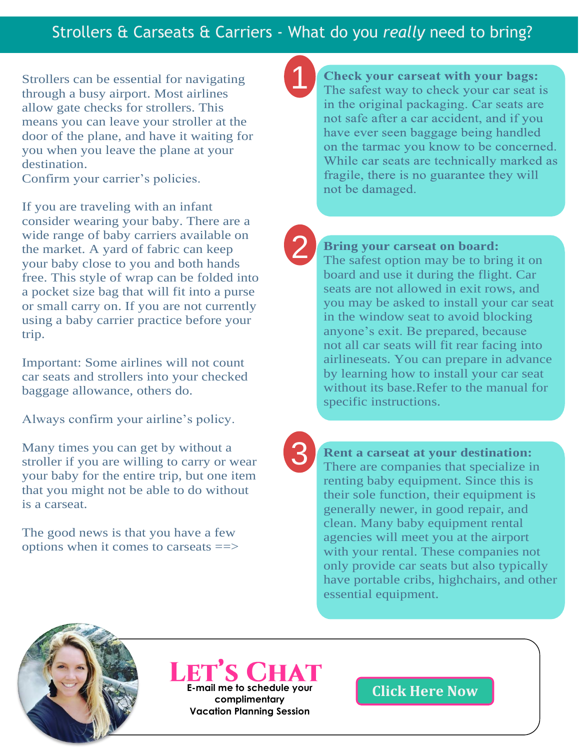## Strollers & Carseats & Carriers - What do you *really* need to bring?

Strollers can be essential for navigating through a busy airport. Most airlines allow gate checks for strollers. This means you can leave your stroller at the door of the plane, and have it waiting for you when you leave the plane at your destination.
Confirm your carrier's policies.

If you are traveling with an infant consider wearing your baby. There are a wide range of baby carriers available on the market. A yard of fabric can keep your baby close to you and both hands free. This style of wrap can be folded into a pocket size bag that will fit into a purse or small carry on. If you are not currently using a baby carrier practice before your trip.

Important: Some airlines will not count car seats and strollers into your checked baggage allowance, others do.

Always confirm your airline's policy.

Many times you can get by without a stroller if you are willing to carry or wear your baby for the entire trip, but one item that you might not be able to do without is a carseat.

The good news is that you have a few options when it comes to carseats ==>

1. **Check your carseat with your bags:** The safest way to check your car seat is in the original packaging. Car seats are not safe after a car accident, and if you have ever seen baggage being handled on the tarmac you know to be concerned. While car seats are technically marked as fragile, there is no guarantee they will not be damaged.

2. **Bring your carseat on board:** The safest option may be to bring it on board and use it during the flight. Car seats are not allowed in exit rows, and you may be asked to install your car seat in the window seat to avoid blocking anyone's exit. Be prepared, because not all car seats will fit rear facing into airlineseats. You can prepare in advance by learning how to install your car seat without its base.Refer to the manual for specific instructions.

3. **Rent a carseat at your destination:** There are companies that specialize in renting baby equipment. Since this is their sole function, their equipment is generally newer, in good repair, and clean. Many baby equipment rental agencies will meet you at the airport with your rental. These companies not only provide car seats but also typically have portable cribs, highchairs, and other essential equipment.

**LET'S CHAT**

E-mail me to schedule your complimentary Vacation Planning Session

Click Here Now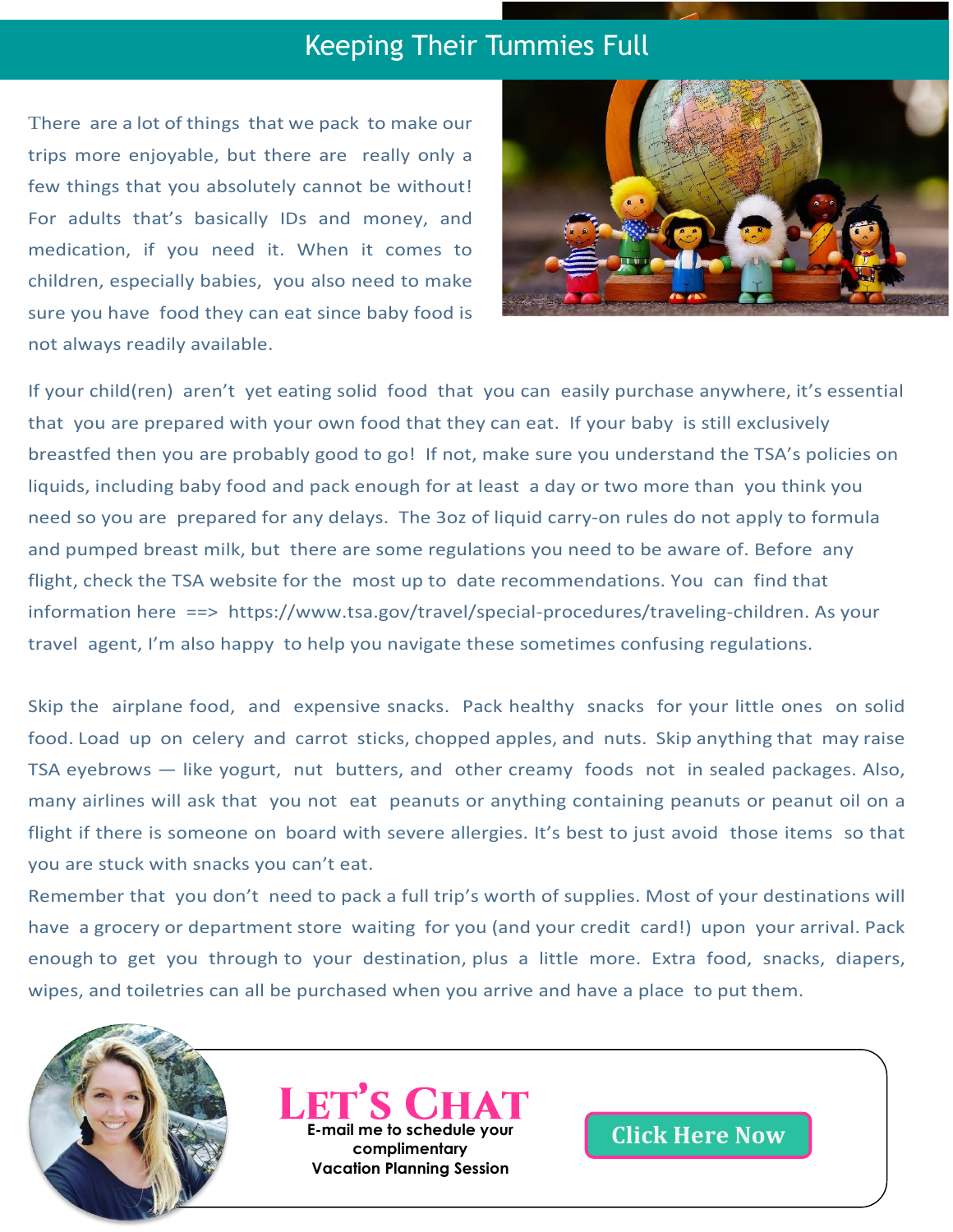## Keeping Their Tummies Full

There are a lot of things that we pack to make our trips more enjoyable, but there are really only a few things that you absolutely cannot be without! For adults that's basically IDs and money, and medication, if you need it. When it comes to children, especially babies, you also need to make sure you have food they can eat since baby food is not always readily available.

If your child(ren) aren't yet eating solid food that you can easily purchase anywhere, it's essential that you are prepared with your own food that they can eat. If your baby is still exclusively breastfed then you are probably good to go! If not, make sure you understand the TSA's policies on liquids, including baby food and pack enough for at least a day or two more than you think you need so you are prepared for any delays. The 3oz of liquid carry-on rules do not apply to formula and pumped breast milk, but there are some regulations you need to be aware of. Before any flight, check the TSA website for the most up to date recommendations. You can find that information here ==> https://www.tsa.gov/travel/special-procedures/traveling-children. As your travel agent, I'm also happy to help you navigate these sometimes confusing regulations.

Skip the airplane food, and expensive snacks. Pack healthy snacks for your little ones on solid food. Load up on celery and carrot sticks, chopped apples, and nuts. Skip anything that may raise TSA eyebrows — like yogurt, nut butters, and other creamy foods not in sealed packages. Also, many airlines will ask that you not eat peanuts or anything containing peanuts or peanut oil on a flight if there is someone on board with severe allergies. It's best to just avoid those items so that you are stuck with snacks you can't eat.

Remember that you don't need to pack a full trip's worth of supplies. Most of your destinations will have a grocery or department store waiting for you (and your credit card!) upon your arrival. Pack enough to get you through to your destination, plus a little more. Extra food, snacks, diapers, wipes, and toiletries can all be purchased when you arrive and have a place to put them.

**LET'S CHAT**

**E-mail me to schedule your complimentary Vacation Planning Session**

**Click Here Now**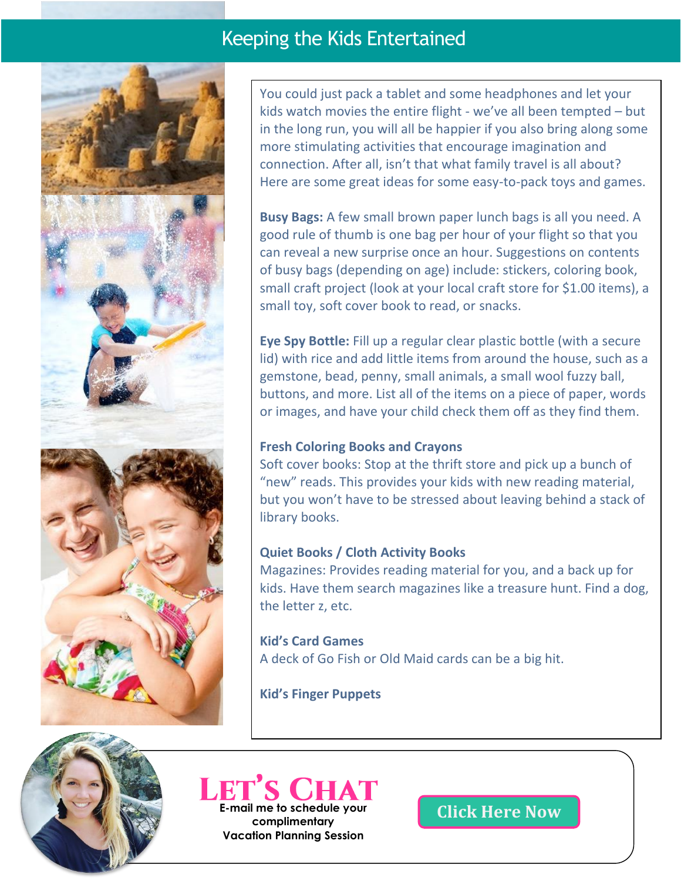# Keeping the Kids Entertained

You could just pack a tablet and some headphones and let your kids watch movies the entire flight - we've all been tempted – but in the long run, you will all be happier if you also bring along some more stimulating activities that encourage imagination and connection. After all, isn't that what family travel is all about? Here are some great ideas for some easy-to-pack toys and games.

**Busy Bags:** A few small brown paper lunch bags is all you need. A good rule of thumb is one bag per hour of your flight so that you can reveal a new surprise once an hour. Suggestions on contents of busy bags (depending on age) include: stickers, coloring book, small craft project (look at your local craft store for $1.00 items), a small toy, soft cover book to read, or snacks.

**Eye Spy Bottle:** Fill up a regular clear plastic bottle (with a secure lid) with rice and add little items from around the house, such as a gemstone, bead, penny, small animals, a small wool fuzzy ball, buttons, and more. List all of the items on a piece of paper, words or images, and have your child check them off as they find them.

**Fresh Coloring Books and Crayons**

Soft cover books: Stop at the thrift store and pick up a bunch of "new" reads. This provides your kids with new reading material, but you won't have to be stressed about leaving behind a stack of library books.

**Quiet Books / Cloth Activity Books**

Magazines: Provides reading material for you, and a back up for kids. Have them search magazines like a treasure hunt. Find a dog, the letter z, etc.

**Kid's Card Games**

A deck of Go Fish or Old Maid cards can be a big hit.

**Kid's Finger Puppets**

## Let's Chat

E-mail me to schedule your complimentary Vacation Planning Session

Click Here Now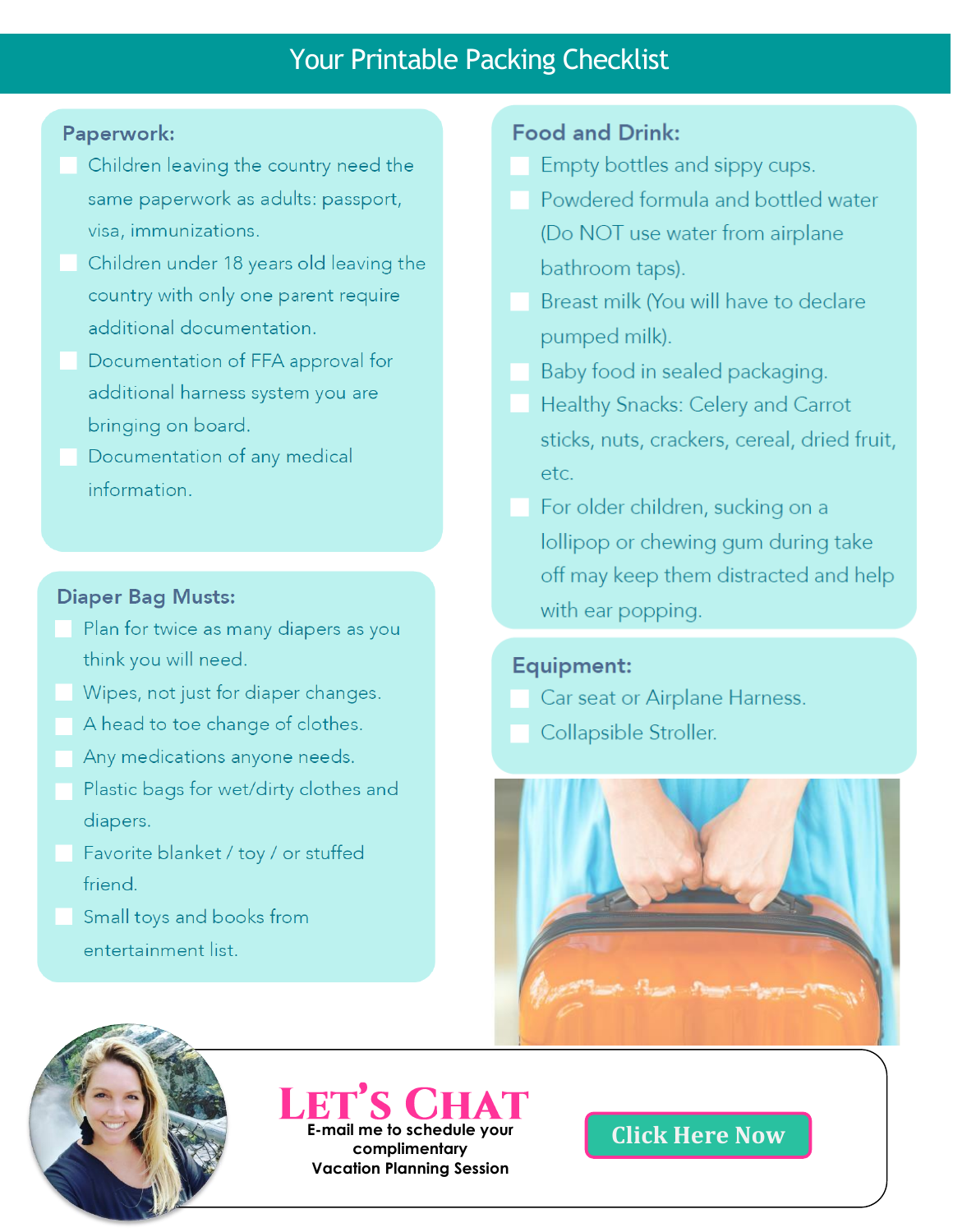# Your Printable Packing Checklist

## Paperwork:

- ☐ Children leaving the country need the same paperwork as adults: passport, visa, immunizations.
- ☐ Children under 18 years old leaving the country with only one parent require additional documentation.
- ☐ Documentation of FFA approval for additional harness system you are bringing on board.
- ☐ Documentation of any medical information.

## Diaper Bag Musts:

- ☐ Plan for twice as many diapers as you think you will need.
- ☐ Wipes, not just for diaper changes.
- ☐ A head to toe change of clothes.
- ☐ Any medications anyone needs.
- ☐ Plastic bags for wet/dirty clothes and diapers.
- ☐ Favorite blanket / toy / or stuffed friend.
- ☐ Small toys and books from entertainment list.

## Food and Drink:

- ☐ Empty bottles and sippy cups.
- ☐ Powdered formula and bottled water (Do NOT use water from airplane bathroom taps).
- ☐ Breast milk (You will have to declare pumped milk).
- ☐ Baby food in sealed packaging.
- ☐ Healthy Snacks: Celery and Carrot sticks, nuts, crackers, cereal, dried fruit, etc.
- ☐ For older children, sucking on a lollipop or chewing gum during take off may keep them distracted and help with ear popping.

## Equipment:

- ☐ Car seat or Airplane Harness.
- ☐ Collapsible Stroller.

**LET'S CHAT**

E-mail me to schedule your complimentary Vacation Planning Session

Click Here Now